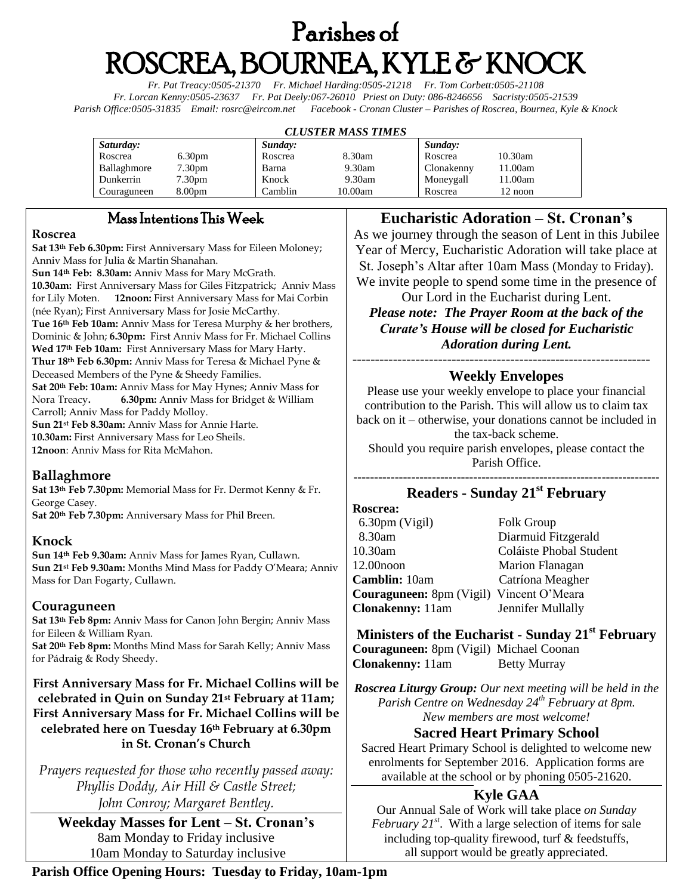# Parishes of ROSCREA, BOURNEA, KYLE & KNOCK

*Fr. Pat Treacy:0505-21370 Fr. Michael Harding:0505-21218 Fr. Tom Corbett:0505-21108*
*Fr. Lorcan Kenny:0505-23637 Fr. Pat Deely:067-26010 Priest on Duty: 086-8246656 Sacristy:0505-21539*
*Parish Office:0505-31835 Email: rosrc@eircom.net Facebook - Cronan Cluster – Parishes of Roscrea, Bournea, Kyle & Knock*

***CLUSTER MASS TIMES***

| *Saturday:* | | *Sunday:* | | *Sunday:* | |
|---|---|---|---|---|---|
| Roscrea | 6.30pm | Roscrea | 8.30am | Roscrea | 10.30am |
| Ballaghmore | 7.30pm | Barna | 9.30am | Clonakenny | 11.00am |
| Dunkerrin | 7.30pm | Knock | 9.30am | Moneygall | 11.00am |
| Couraguneen | 8.00pm | Camblin | 10.00am | Roscrea | 12 noon |

## Mass Intentions This Week

### Roscrea

**Sat 13th Feb 6.30pm:** First Anniversary Mass for Eileen Moloney; Anniv Mass for Julia & Martin Shanahan.
**Sun 14th Feb: 8.30am:** Anniv Mass for Mary McGrath.
**10.30am:** First Anniversary Mass for Giles Fitzpatrick; Anniv Mass for Lily Moten. **12noon:** First Anniversary Mass for Mai Corbin (née Ryan); First Anniversary Mass for Josie McCarthy.
**Tue 16th Feb 10am:** Anniv Mass for Teresa Murphy & her brothers, Dominic & John; **6.30pm:** First Anniv Mass for Fr. Michael Collins
**Wed 17th Feb 10am:** First Anniversary Mass for Mary Harty.
**Thur 18th Feb 6.30pm:** Anniv Mass for Teresa & Michael Pyne & Deceased Members of the Pyne & Sheedy Families.
**Sat 20th Feb: 10am:** Anniv Mass for May Hynes; Anniv Mass for Nora Treacy. **6.30pm:** Anniv Mass for Bridget & William Carroll; Anniv Mass for Paddy Molloy.
**Sun 21st Feb 8.30am:** Anniv Mass for Annie Harte.
**10.30am:** First Anniversary Mass for Leo Sheils.
**12noon**: Anniv Mass for Rita McMahon.

### Ballaghmore

**Sat 13th Feb 7.30pm:** Memorial Mass for Fr. Dermot Kenny & Fr. George Casey.
**Sat 20th Feb 7.30pm:** Anniversary Mass for Phil Breen.

### Knock

**Sun 14th Feb 9.30am:** Anniv Mass for James Ryan, Cullawn.
**Sun 21st Feb 9.30am:** Months Mind Mass for Paddy O'Meara; Anniv Mass for Dan Fogarty, Cullawn.

### Couraguneen

**Sat 13th Feb 8pm:** Anniv Mass for Canon John Bergin; Anniv Mass for Eileen & William Ryan.
**Sat 20th Feb 8pm:** Months Mind Mass for Sarah Kelly; Anniv Mass for Pádraig & Rody Sheedy.

**First Anniversary Mass for Fr. Michael Collins will be celebrated in Quin on Sunday 21st February at 11am; First Anniversary Mass for Fr. Michael Collins will be celebrated here on Tuesday 16th February at 6.30pm in St. Cronan's Church**

*Prayers requested for those who recently passed away: Phyllis Doddy, Air Hill & Castle Street; John Conroy; Margaret Bentley.*

## Weekday Masses for Lent – St. Cronan's

8am Monday to Friday inclusive
10am Monday to Saturday inclusive

## Eucharistic Adoration – St. Cronan's

As we journey through the season of Lent in this Jubilee Year of Mercy, Eucharistic Adoration will take place at St. Joseph's Altar after 10am Mass (Monday to Friday). We invite people to spend some time in the presence of Our Lord in the Eucharist during Lent.

***Please note: The Prayer Room at the back of the Curate's House will be closed for Eucharistic Adoration during Lent.***

## Weekly Envelopes

Please use your weekly envelope to place your financial contribution to the Parish. This will allow us to claim tax back on it – otherwise, your donations cannot be included in the tax-back scheme.
Should you require parish envelopes, please contact the Parish Office.

## Readers - Sunday 21st February

**Roscrea:**

| | |
|---|---|
| 6.30pm (Vigil) | Folk Group |
| 8.30am | Diarmuid Fitzgerald |
| 10.30am | Coláiste Phobal Student |
| 12.00noon | Marion Flanagan |
| **Camblin:** 10am | Catríona Meagher |
| **Couraguneen:** 8pm (Vigil) | Vincent O'Meara |
| **Clonakenny:** 11am | Jennifer Mullally |

## Ministers of the Eucharist - Sunday 21st February

| | |
|---|---|
| **Couraguneen:** 8pm (Vigil) | Michael Coonan |
| **Clonakenny:** 11am | Betty Murray |

***Roscrea Liturgy Group:*** *Our next meeting will be held in the Parish Centre on Wednesday 24th February at 8pm. New members are most welcome!*

## Sacred Heart Primary School

Sacred Heart Primary School is delighted to welcome new enrolments for September 2016. Application forms are available at the school or by phoning 0505-21620.

## Kyle GAA

Our Annual Sale of Work will take place *on Sunday February 21st*. With a large selection of items for sale including top-quality firewood, turf & feedstuffs, all support would be greatly appreciated.

**Parish Office Opening Hours: Tuesday to Friday, 10am-1pm**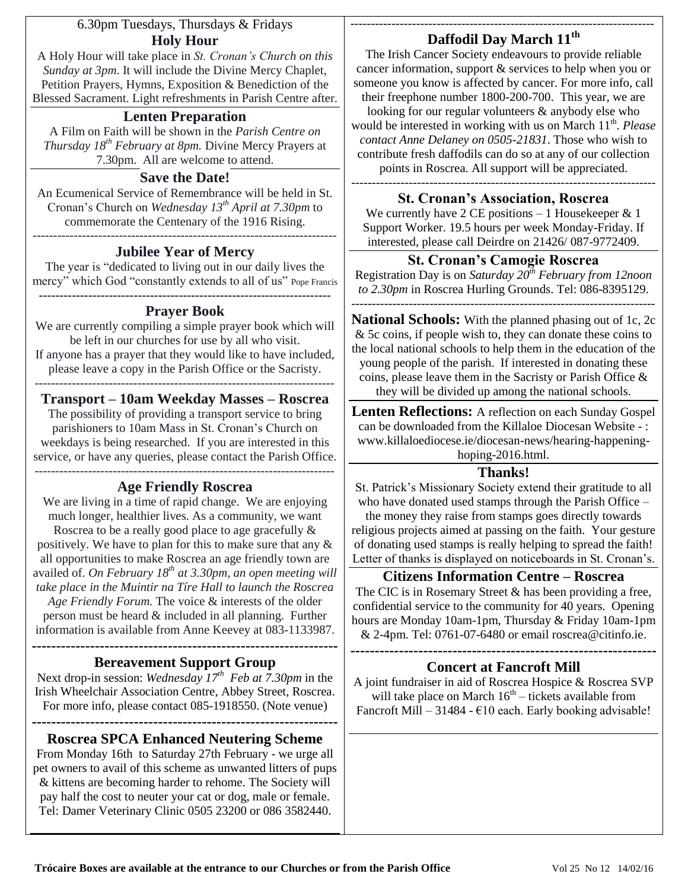6.30pm Tuesdays, Thursdays & Fridays

## Holy Hour

A Holy Hour will take place in *St. Cronan's Church on this Sunday at 3pm*. It will include the Divine Mercy Chaplet, Petition Prayers, Hymns, Exposition & Benediction of the Blessed Sacrament. Light refreshments in Parish Centre after.

## Lenten Preparation

A Film on Faith will be shown in the *Parish Centre on Thursday 18th February at 8pm.* Divine Mercy Prayers at 7.30pm. All are welcome to attend.

## Save the Date!

An Ecumenical Service of Remembrance will be held in St. Cronan's Church on *Wednesday 13th April at 7.30pm* to commemorate the Centenary of the 1916 Rising.

## Jubilee Year of Mercy

The year is "dedicated to living out in our daily lives the mercy" which God "constantly extends to all of us" Pope Francis

## Prayer Book

We are currently compiling a simple prayer book which will be left in our churches for use by all who visit. If anyone has a prayer that they would like to have included, please leave a copy in the Parish Office or the Sacristy.

## Transport – 10am Weekday Masses – Roscrea

The possibility of providing a transport service to bring parishioners to 10am Mass in St. Cronan's Church on weekdays is being researched. If you are interested in this service, or have any queries, please contact the Parish Office.

## Age Friendly Roscrea

We are living in a time of rapid change. We are enjoying much longer, healthier lives. As a community, we want Roscrea to be a really good place to age gracefully & positively. We have to plan for this to make sure that any & all opportunities to make Roscrea an age friendly town are availed of. *On February 18th at 3.30pm, an open meeting will take place in the Muintir na Tíre Hall to launch the Roscrea Age Friendly Forum.* The voice & interests of the older person must be heard & included in all planning. Further information is available from Anne Keevey at 083-1133987.

## Bereavement Support Group

Next drop-in session: *Wednesday 17th Feb at 7.30pm* in the Irish Wheelchair Association Centre, Abbey Street, Roscrea. For more info, please contact 085-1918550. (Note venue)

## Roscrea SPCA Enhanced Neutering Scheme

From Monday 16th to Saturday 27th February - we urge all pet owners to avail of this scheme as unwanted litters of pups & kittens are becoming harder to rehome. The Society will pay half the cost to neuter your cat or dog, male or female. Tel: Damer Veterinary Clinic 0505 23200 or 086 3582440.

## Daffodil Day March 11th

The Irish Cancer Society endeavours to provide reliable cancer information, support & services to help when you or someone you know is affected by cancer. For more info, call their freephone number 1800-200-700. This year, we are looking for our regular volunteers & anybody else who would be interested in working with us on March 11th. *Please contact Anne Delaney on 0505-21831.* Those who wish to contribute fresh daffodils can do so at any of our collection points in Roscrea. All support will be appreciated.

## St. Cronan's Association, Roscrea

We currently have 2 CE positions – 1 Housekeeper & 1 Support Worker. 19.5 hours per week Monday-Friday. If interested, please call Deirdre on 21426/ 087-9772409.

## St. Cronan's Camogie Roscrea

Registration Day is on *Saturday 20th February from 12noon to 2.30pm* in Roscrea Hurling Grounds. Tel: 086-8395129.

**National Schools:** With the planned phasing out of 1c, 2c & 5c coins, if people wish to, they can donate these coins to the local national schools to help them in the education of the young people of the parish. If interested in donating these coins, please leave them in the Sacristy or Parish Office & they will be divided up among the national schools.

**Lenten Reflections:** A reflection on each Sunday Gospel can be downloaded from the Killaloe Diocesan Website - : www.killaloediocese.ie/diocesan-news/hearing-happening-hoping-2016.html.

## Thanks!

St. Patrick's Missionary Society extend their gratitude to all who have donated used stamps through the Parish Office – the money they raise from stamps goes directly towards religious projects aimed at passing on the faith. Your gesture of donating used stamps is really helping to spread the faith! Letter of thanks is displayed on noticeboards in St. Cronan's.

## Citizens Information Centre – Roscrea

The CIC is in Rosemary Street & has been providing a free, confidential service to the community for 40 years. Opening hours are Monday 10am-1pm, Thursday & Friday 10am-1pm & 2-4pm. Tel: 0761-07-6480 or email roscrea@citinfo.ie.

## Concert at Fancroft Mill

A joint fundraiser in aid of Roscrea Hospice & Roscrea SVP will take place on March 16th – tickets available from Fancroft Mill – 31484 - €10 each. Early booking advisable!

**Trócaire Boxes are available at the entrance to our Churches or from the Parish Office**